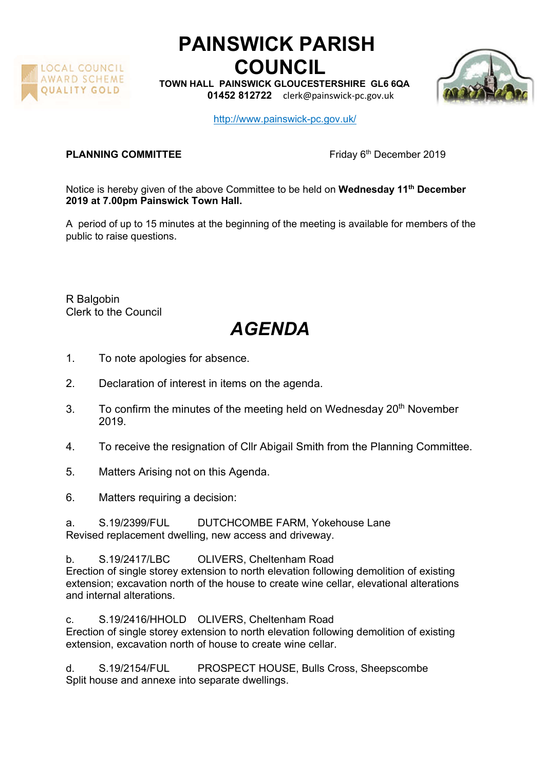# PAINSWICK PARISH COUNCIL

**TOWN HALL PAINSWICK GLOUCESTERSHIRE GL6 6QA**
**01452 812722** clerk@painswick-pc.gov.uk

http://www.painswick-pc.gov.uk/

**PLANNING COMMITTEE** Friday 6th December 2019

Notice is hereby given of the above Committee to be held on **Wednesday 11th December 2019 at 7.00pm Painswick Town Hall.**

A period of up to 15 minutes at the beginning of the meeting is available for members of the public to raise questions.

R Balgobin
Clerk to the Council

# *AGENDA*

1. To note apologies for absence.

2. Declaration of interest in items on the agenda.

3. To confirm the minutes of the meeting held on Wednesday 20th November 2019.

4. To receive the resignation of Cllr Abigail Smith from the Planning Committee.

5. Matters Arising not on this Agenda.

6. Matters requiring a decision:

a. S.19/2399/FUL DUTCHCOMBE FARM, Yokehouse Lane
Revised replacement dwelling, new access and driveway.

b. S.19/2417/LBC OLIVERS, Cheltenham Road
Erection of single storey extension to north elevation following demolition of existing extension; excavation north of the house to create wine cellar, elevational alterations and internal alterations.

c. S.19/2416/HHOLD OLIVERS, Cheltenham Road
Erection of single storey extension to north elevation following demolition of existing extension, excavation north of house to create wine cellar.

d. S.19/2154/FUL PROSPECT HOUSE, Bulls Cross, Sheepscombe
Split house and annexe into separate dwellings.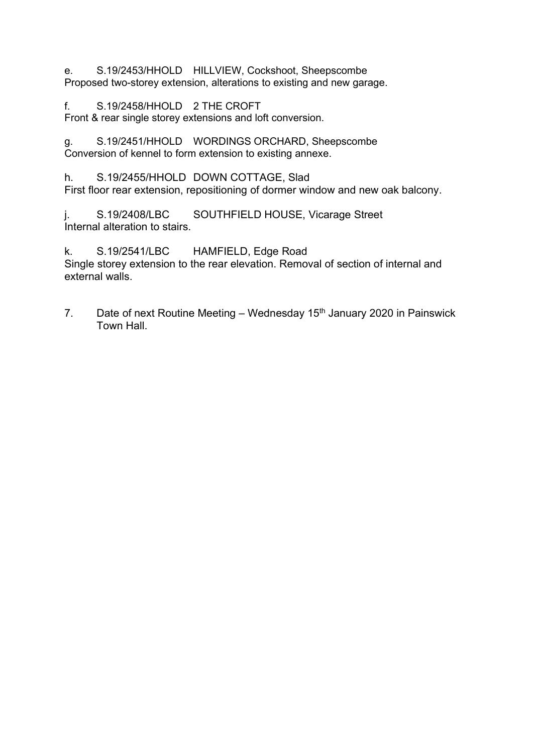e. S.19/2453/HHOLD HILLVIEW, Cockshoot, Sheepscombe
Proposed two-storey extension, alterations to existing and new garage.

f. S.19/2458/HHOLD 2 THE CROFT
Front & rear single storey extensions and loft conversion.

g. S.19/2451/HHOLD WORDINGS ORCHARD, Sheepscombe
Conversion of kennel to form extension to existing annexe.

h. S.19/2455/HHOLD DOWN COTTAGE, Slad
First floor rear extension, repositioning of dormer window and new oak balcony.

j. S.19/2408/LBC SOUTHFIELD HOUSE, Vicarage Street
Internal alteration to stairs.

k. S.19/2541/LBC HAMFIELD, Edge Road
Single storey extension to the rear elevation. Removal of section of internal and external walls.

7. Date of next Routine Meeting – Wednesday 15th January 2020 in Painswick Town Hall.